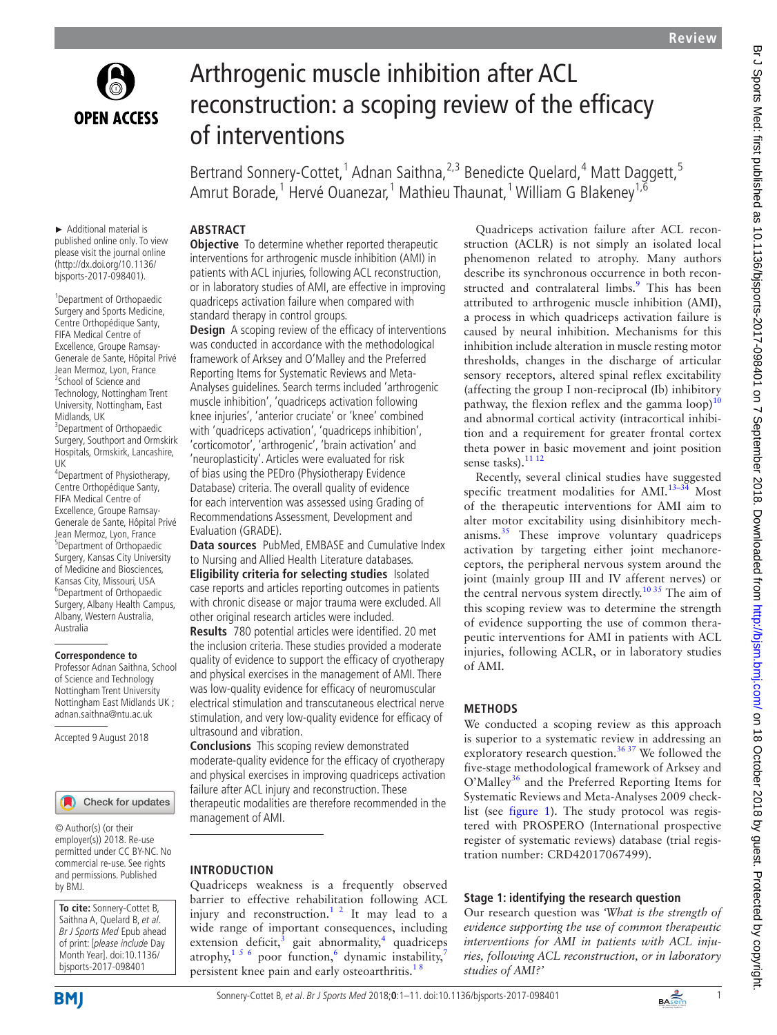# Arthrogenic muscle inhibition after ACL reconstruction: a scoping review of the efficacy of interventions

Bertrand Sonnery-Cottet,[1] Adnan Saithna,[2,3] Benedicte Quelard,[4] Matt Daggett,[5] Amrut Borade,[1] Hervé Ouanezar,[1] Mathieu Thaunat,[1] William G Blakeney[1,6]

► Additional material is published online only. To view please visit the journal online (http://dx.doi.org/10.1136/bjsports-2017-098401).

[1]Department of Orthopaedic Surgery and Sports Medicine, Centre Orthopédique Santy, FIFA Medical Centre of Excellence, Groupe Ramsay-Generale de Sante, Hôpital Privé Jean Mermoz, Lyon, France
[2]School of Science and Technology, Nottingham Trent University, Nottingham, East Midlands, UK
[3]Department of Orthopaedic Surgery, Southport and Ormskirk Hospitals, Ormskirk, Lancashire, UK
[4]Department of Physiotherapy, Centre Orthopédique Santy, FIFA Medical Centre of Excellence, Groupe Ramsay-Generale de Sante, Hôpital Privé Jean Mermoz, Lyon, France
[5]Department of Orthopaedic Surgery, Kansas City University of Medicine and Biosciences, Kansas City, Missouri, USA
[6]Department of Orthopaedic Surgery, Albany Health Campus, Albany, Western Australia, Australia

**Correspondence to**
Professor Adnan Saithna, School of Science and Technology Nottingham Trent University Nottingham East Midlands UK ; adnan.saithna@ntu.ac.uk

Accepted 9 August 2018

© Author(s) (or their employer(s)) 2018. Re-use permitted under CC BY-NC. No commercial re-use. See rights and permissions. Published by BMJ.

**To cite:** Sonnery-Cottet B, Saithna A, Quelard B, *et al*. *Br J Sports Med* Epub ahead of print: [*please include* Day Month Year]. doi:10.1136/bjsports-2017-098401

## ABSTRACT

**Objective** To determine whether reported therapeutic interventions for arthrogenic muscle inhibition (AMI) in patients with ACL injuries, following ACL reconstruction, or in laboratory studies of AMI, are effective in improving quadriceps activation failure when compared with standard therapy in control groups.

**Design** A scoping review of the efficacy of interventions was conducted in accordance with the methodological framework of Arksey and O'Malley and the Preferred Reporting Items for Systematic Reviews and Meta-Analyses guidelines. Search terms included 'arthrogenic muscle inhibition', 'quadriceps activation following knee injuries', 'anterior cruciate' or 'knee' combined with 'quadriceps activation', 'quadriceps inhibition', 'corticomotor', 'arthrogenic', 'brain activation' and 'neuroplasticity'. Articles were evaluated for risk of bias using the PEDro (Physiotherapy Evidence Database) criteria. The overall quality of evidence for each intervention was assessed using Grading of Recommendations Assessment, Development and Evaluation (GRADE).

**Data sources** PubMed, EMBASE and Cumulative Index to Nursing and Allied Health Literature databases.

**Eligibility criteria for selecting studies** Isolated case reports and articles reporting outcomes in patients with chronic disease or major trauma were excluded. All other original research articles were included.

**Results** 780 potential articles were identified. 20 met the inclusion criteria. These studies provided a moderate quality of evidence to support the efficacy of cryotherapy and physical exercises in the management of AMI. There was low-quality evidence for efficacy of neuromuscular electrical stimulation and transcutaneous electrical nerve stimulation, and very low-quality evidence for efficacy of ultrasound and vibration.

**Conclusions** This scoping review demonstrated moderate-quality evidence for the efficacy of cryotherapy and physical exercises in improving quadriceps activation failure after ACL injury and reconstruction. These therapeutic modalities are therefore recommended in the management of AMI.

## INTRODUCTION

Quadriceps weakness is a frequently observed barrier to effective rehabilitation following ACL injury and reconstruction.[1,2] It may lead to a wide range of important consequences, including extension deficit,[3] gait abnormality,[4] quadriceps atrophy,[1,5,6] poor function,[6] dynamic instability,[7] persistent knee pain and early osteoarthritis.[1,8]

Quadriceps activation failure after ACL reconstruction (ACLR) is not simply an isolated local phenomenon related to atrophy. Many authors describe its synchronous occurrence in both reconstructed and contralateral limbs.[9] This has been attributed to arthrogenic muscle inhibition (AMI), a process in which quadriceps activation failure is caused by neural inhibition. Mechanisms for this inhibition include alteration in muscle resting motor thresholds, changes in the discharge of articular sensory receptors, altered spinal reflex excitability (affecting the group I non-reciprocal (Ib) inhibitory pathway, the flexion reflex and the gamma loop)[10] and abnormal cortical activity (intracortical inhibition and a requirement for greater frontal cortex theta power in basic movement and joint position sense tasks).[11,12]

Recently, several clinical studies have suggested specific treatment modalities for AMI.[13–34] Most of the therapeutic interventions for AMI aim to alter motor excitability using disinhibitory mechanisms.[35] These improve voluntary quadriceps activation by targeting either joint mechanoreceptors, the peripheral nervous system around the joint (mainly group III and IV afferent nerves) or the central nervous system directly.[10,35] The aim of this scoping review was to determine the strength of evidence supporting the use of common therapeutic interventions for AMI in patients with ACL injuries, following ACLR, or in laboratory studies of AMI.

## METHODS

We conducted a scoping review as this approach is superior to a systematic review in addressing an exploratory research question.[36,37] We followed the five-stage methodological framework of Arksey and O'Malley[36] and the Preferred Reporting Items for Systematic Reviews and Meta-Analyses 2009 checklist (see figure 1). The study protocol was registered with PROSPERO (International prospective register of systematic reviews) database (trial registration number: CRD42017067499).

### Stage 1: identifying the research question

Our research question was *'What is the strength of evidence supporting the use of common therapeutic interventions for AMI in patients with ACL injuries, following ACL reconstruction, or in laboratory studies of AMI?'*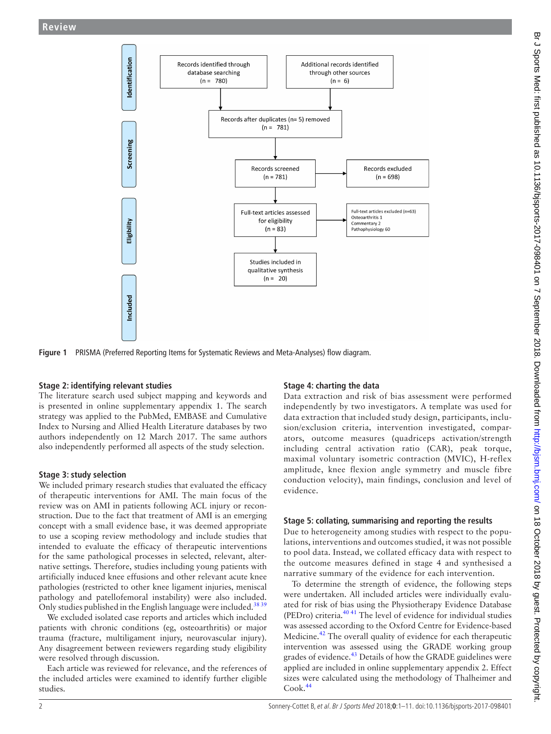Records identified through database searching (n = 780)

Additional records identified through other sources (n = 6)

Records after duplicates (n= 5) removed (n = 781)

Records screened (n = 781)

Records excluded (n = 698)

Full-text articles assessed for eligibility (n = 83)

Full-text articles excluded (n=63)
Osteoarthritis 1
Commentary 2
Pathophysiology 60

Studies included in qualitative synthesis (n = 20)

Identification | Screening | Eligibility | Included

**Figure 1** PRISMA (Preferred Reporting Items for Systematic Reviews and Meta-Analyses) flow diagram.

### Stage 2: identifying relevant studies

The literature search used subject mapping and keywords and is presented in online supplementary appendix 1. The search strategy was applied to the PubMed, EMBASE and Cumulative Index to Nursing and Allied Health Literature databases by two authors independently on 12 March 2017. The same authors also independently performed all aspects of the study selection.

### Stage 3: study selection

We included primary research studies that evaluated the efficacy of therapeutic interventions for AMI. The main focus of the review was on AMI in patients following ACL injury or reconstruction. Due to the fact that treatment of AMI is an emerging concept with a small evidence base, it was deemed appropriate to use a scoping review methodology and include studies that intended to evaluate the efficacy of therapeutic interventions for the same pathological processes in selected, relevant, alternative settings. Therefore, studies including young patients with artificially induced knee effusions and other relevant acute knee pathologies (restricted to other knee ligament injuries, meniscal pathology and patellofemoral instability) were also included. Only studies published in the English language were included.[38 39]

We excluded isolated case reports and articles which included patients with chronic conditions (eg, osteoarthritis) or major trauma (fracture, multiligament injury, neurovascular injury). Any disagreement between reviewers regarding study eligibility were resolved through discussion.

Each article was reviewed for relevance, and the references of the included articles were examined to identify further eligible studies.

### Stage 4: charting the data

Data extraction and risk of bias assessment were performed independently by two investigators. A template was used for data extraction that included study design, participants, inclusion/exclusion criteria, intervention investigated, comparators, outcome measures (quadriceps activation/strength including central activation ratio (CAR), peak torque, maximal voluntary isometric contraction (MVIC), H-reflex amplitude, knee flexion angle symmetry and muscle fibre conduction velocity), main findings, conclusion and level of evidence.

### Stage 5: collating, summarising and reporting the results

Due to heterogeneity among studies with respect to the populations, interventions and outcomes studied, it was not possible to pool data. Instead, we collated efficacy data with respect to the outcome measures defined in stage 4 and synthesised a narrative summary of the evidence for each intervention.

To determine the strength of evidence, the following steps were undertaken. All included articles were individually evaluated for risk of bias using the Physiotherapy Evidence Database (PEDro) criteria.[40 41] The level of evidence for individual studies was assessed according to the Oxford Centre for Evidence-based Medicine.[42] The overall quality of evidence for each therapeutic intervention was assessed using the GRADE working group grades of evidence.[43] Details of how the GRADE guidelines were applied are included in online supplementary appendix 2. Effect sizes were calculated using the methodology of Thalheimer and Cook.[44]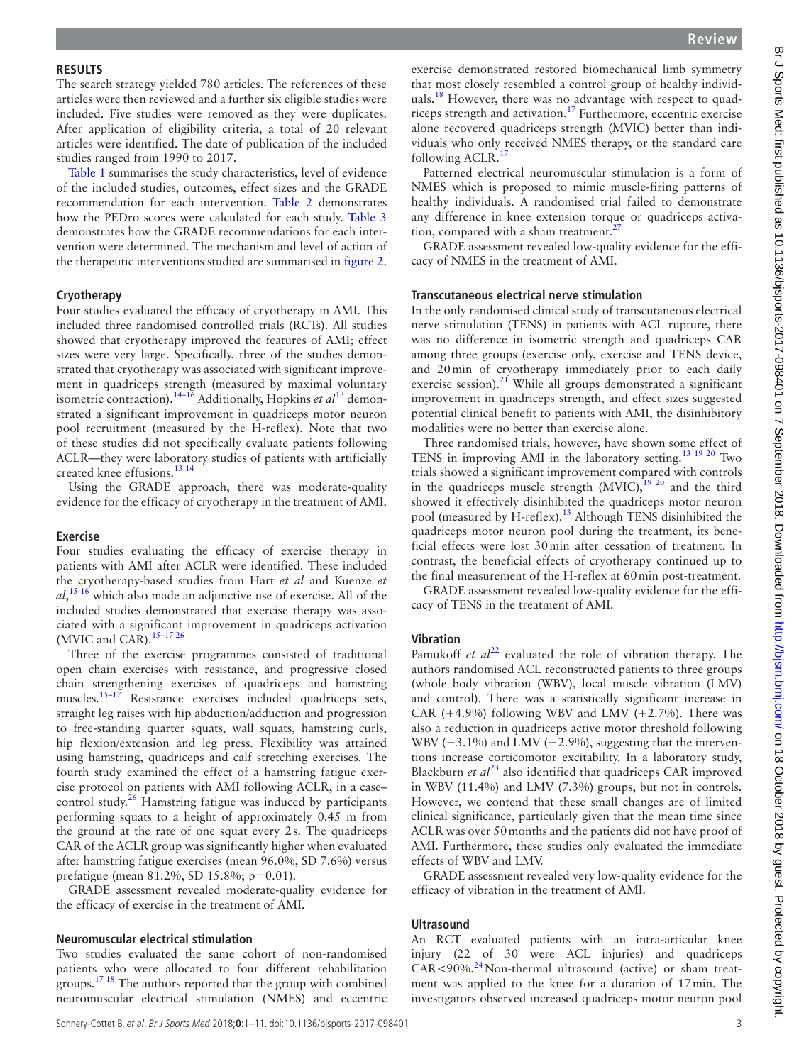## RESULTS

The search strategy yielded 780 articles. The references of these articles were then reviewed and a further six eligible studies were included. Five studies were removed as they were duplicates. After application of eligibility criteria, a total of 20 relevant articles were identified. The date of publication of the included studies ranged from 1990 to 2017.

Table 1 summarises the study characteristics, level of evidence of the included studies, outcomes, effect sizes and the GRADE recommendation for each intervention. Table 2 demonstrates how the PEDro scores were calculated for each study. Table 3 demonstrates how the GRADE recommendations for each intervention were determined. The mechanism and level of action of the therapeutic interventions studied are summarised in figure 2.

### Cryotherapy

Four studies evaluated the efficacy of cryotherapy in AMI. This included three randomised controlled trials (RCTs). All studies showed that cryotherapy improved the features of AMI; effect sizes were very large. Specifically, three of the studies demonstrated that cryotherapy was associated with significant improvement in quadriceps strength (measured by maximal voluntary isometric contraction).[14–16] Additionally, Hopkins *et al*[13] demonstrated a significant improvement in quadriceps motor neuron pool recruitment (measured by the H-reflex). Note that two of these studies did not specifically evaluate patients following ACLR—they were laboratory studies of patients with artificially created knee effusions.[13 14]

Using the GRADE approach, there was moderate-quality evidence for the efficacy of cryotherapy in the treatment of AMI.

### Exercise

Four studies evaluating the efficacy of exercise therapy in patients with AMI after ACLR were identified. These included the cryotherapy-based studies from Hart *et al* and Kuenze *et al*,[15 16] which also made an adjunctive use of exercise. All of the included studies demonstrated that exercise therapy was associated with a significant improvement in quadriceps activation (MVIC and CAR).[15–17 26]

Three of the exercise programmes consisted of traditional open chain exercises with resistance, and progressive closed chain strengthening exercises of quadriceps and hamstring muscles.[15–17] Resistance exercises included quadriceps sets, straight leg raises with hip abduction/adduction and progression to free-standing quarter squats, wall squats, hamstring curls, hip flexion/extension and leg press. Flexibility was attained using hamstring, quadriceps and calf stretching exercises. The fourth study examined the effect of a hamstring fatigue exercise protocol on patients with AMI following ACLR, in a case–control study.[26] Hamstring fatigue was induced by participants performing squats to a height of approximately 0.45 m from the ground at the rate of one squat every 2 s. The quadriceps CAR of the ACLR group was significantly higher when evaluated after hamstring fatigue exercises (mean 96.0%, SD 7.6%) versus prefatigue (mean 81.2%, SD 15.8%; p=0.01).

GRADE assessment revealed moderate-quality evidence for the efficacy of exercise in the treatment of AMI.

### Neuromuscular electrical stimulation

Two studies evaluated the same cohort of non-randomised patients who were allocated to four different rehabilitation groups.[17 18] The authors reported that the group with combined neuromuscular electrical stimulation (NMES) and eccentric exercise demonstrated restored biomechanical limb symmetry that most closely resembled a control group of healthy individuals.[18] However, there was no advantage with respect to quadriceps strength and activation.[17] Furthermore, eccentric exercise alone recovered quadriceps strength (MVIC) better than individuals who only received NMES therapy, or the standard care following ACLR.[17]

Patterned electrical neuromuscular stimulation is a form of NMES which is proposed to mimic muscle-firing patterns of healthy individuals. A randomised trial failed to demonstrate any difference in knee extension torque or quadriceps activation, compared with a sham treatment.[27]

GRADE assessment revealed low-quality evidence for the efficacy of NMES in the treatment of AMI.

### Transcutaneous electrical nerve stimulation

In the only randomised clinical study of transcutaneous electrical nerve stimulation (TENS) in patients with ACL rupture, there was no difference in isometric strength and quadriceps CAR among three groups (exercise only, exercise and TENS device, and 20 min of cryotherapy immediately prior to each daily exercise session).[21] While all groups demonstrated a significant improvement in quadriceps strength, and effect sizes suggested potential clinical benefit to patients with AMI, the disinhibitory modalities were no better than exercise alone.

Three randomised trials, however, have shown some effect of TENS in improving AMI in the laboratory setting.[13 19 20] Two trials showed a significant improvement compared with controls in the quadriceps muscle strength (MVIC),[19 20] and the third showed it effectively disinhibited the quadriceps motor neuron pool (measured by H-reflex).[13] Although TENS disinhibited the quadriceps motor neuron pool during the treatment, its beneficial effects were lost 30 min after cessation of treatment. In contrast, the beneficial effects of cryotherapy continued up to the final measurement of the H-reflex at 60 min post-treatment.

GRADE assessment revealed low-quality evidence for the efficacy of TENS in the treatment of AMI.

### Vibration

Pamukoff *et al*[22] evaluated the role of vibration therapy. The authors randomised ACL reconstructed patients to three groups (whole body vibration (WBV), local muscle vibration (LMV) and control). There was a statistically significant increase in CAR (+4.9%) following WBV and LMV (+2.7%). There was also a reduction in quadriceps active motor threshold following WBV (−3.1%) and LMV (−2.9%), suggesting that the interventions increase corticomotor excitability. In a laboratory study, Blackburn *et al*[23] also identified that quadriceps CAR improved in WBV (11.4%) and LMV (7.3%) groups, but not in controls. However, we contend that these small changes are of limited clinical significance, particularly given that the mean time since ACLR was over 50 months and the patients did not have proof of AMI. Furthermore, these studies only evaluated the immediate effects of WBV and LMV.

GRADE assessment revealed very low-quality evidence for the efficacy of vibration in the treatment of AMI.

### Ultrasound

An RCT evaluated patients with an intra-articular knee injury (22 of 30 were ACL injuries) and quadriceps CAR<90%.[24] Non-thermal ultrasound (active) or sham treatment was applied to the knee for a duration of 17 min. The investigators observed increased quadriceps motor neuron pool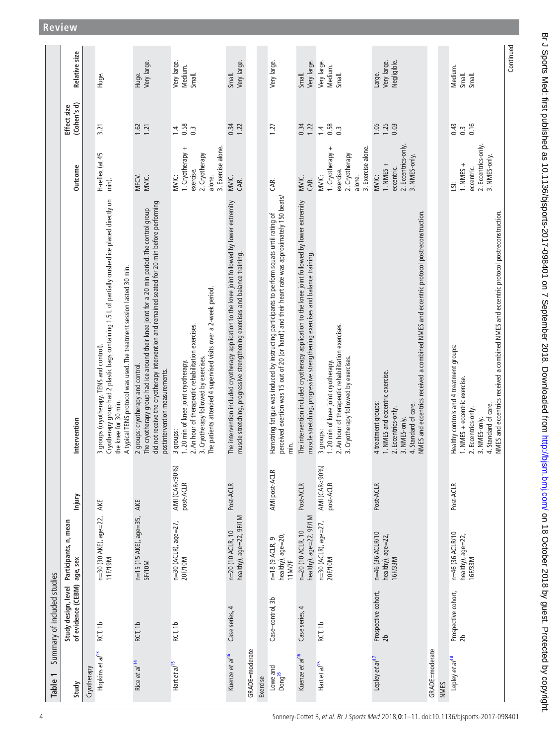**Table 1** Summary of included studies

| Study | Study design, level of evidence (CEBM) | Participants, n, mean age, sex | Injury | Intervention | Outcome | Effect size (Cohen's d) | Relative size |
|---|---|---|---|---|---|---|---|
| **Cryotherapy** | | | | | | | |
| Hopkins *et al*[13] | RCT, 1b | n=30 (30 AKE), age=22, 11F/19M | AKE | 3 groups (cryotherapy, TENS and control). Cryotherapy group had 2 plastic bags containing 1.5 L of partially crushed ice placed directly on the knee for 30 min. A typical TENS protocol was used. The treatment session lasted 30 min. | H-reflex (at 45 min). | 3.21 | Huge. |
| Rice *et al*[14] | RCT, 1b | n=15 (15 AKE), age=35, 5F/10M | AKE | 2 groups: cryotherapy and control. The cryotherapy group had ice around their knee joint for a 20 min period. The control group did not receive the cryotherapy intervention and remained seated for 20 min before performing postintervention measurements. | MFCV. MVIC. | 1.62 1.21 | Huge. Very large. |
| Hart *et al*[15] | RCT, 1b | n=30 (ACLR), age=27, 20F/10M | AMI (CAR<90%) post-ACLR | 3 groups: 1. 20 min of knee joint cryotherapy. 2. An hour of therapeutic rehabilitation exercises. 3. Cryotherapy followed by exercises. The patients attended 4 supervised visits over a 2-week period. | MVIC: 1. Cryotherapy + exercise. 2. Cryotherapy alone. 3. Exercise alone. | 1.4 0.58 0.3 | Very large. Medium. Small. |
| Kuenze *et al*[16] | Case series, 4 | n=20 (10 ACLR, 10 healthy), age=22, 9F/11M | Post-ACLR | The intervention included cryotherapy application to the knee joint followed by lower extremity muscle stretching, progressive strengthening exercises and balance training. | MVIC. CAR. | 0.34 1.22 | Small. Very large. |
| GRADE=moderate | | | | | | | |
| **Exercise** | | | | | | | |
| Lowe and Dong[26] | Case–control, 3b | n=18 (9 ACLR, 9 healthy), age=20, 11M/7F | AMI post-ACLR | Hamstring fatigue was induced by instructing participants to perform squats until rating of perceived exertion was 15 out of 20 (or 'hard') and their heart rate was approximately 150 beats/min. | CAR. | 1.27 | Very large. |
| Kuenze *et al*[16] | Case series, 4 | n=20 (10 ACLR, 10 healthy), age=22, 9F/11M | Post-ACLR | The intervention included cryotherapy application to the knee joint followed by lower extremity muscle stretching, progressive strengthening exercises and balance training. | MVIC. CAR. | 0.34 1.22 | Small. Very large. |
| Hart *et al*[15] | RCT, 1b | n=30 (ACLR), age=27, 20F/10M | AMI (CAR<90%) post-ACLR | 3 groups: 1. 20 min of knee joint cryotherapy. 2. An hour of therapeutic rehabilitation exercises. 3. Cryotherapy followed by exercises. | MVIC: 1. Cryotherapy + exercise. 2. Cryotherapy alone. 3. Exercise alone. | 1.4 0.58 0.3 | Very large. Medium. Small. |
| Lepley *et al*[17] | Prospective cohort, 2b | n=46 (36 ACLR/10 healthy), age=22, 16F/33M | Post-ACLR | 4 treatment groups: 1. NMES and eccentric exercise. 2. Eccentrics-only. 3. NMES-only. 4. Standard of care. NMES and eccentrics received a combined NMES and eccentric protocol postreconstruction. | MVIC: 1. NMES + eccentric. 2. Eccentrics-only. 3. NMES-only. | 1.05 1.25 0.03 | Large. Very large. Negligible. |
| GRADE=moderate | | | | | | | |
| **NMES** | | | | | | | |
| Lepley *et al*[18] | Prospective cohort, 2b | n=46 (36 ACLR/10 healthy), age=22, 16F/33M | Post-ACLR | Healthy controls and 4 treatment groups: 1. NMES + eccentric exercise. 2. Eccentrics-only. 3. NMES-only. 4. Standard of care. NMES and eccentrics received a combined NMES and eccentric protocol postreconstruction. | LSI: 1. NMES + eccentric. 2. Eccentrics-only. 3. NMES-only. | 0.43 0.3 0.16 | Medium. Small. Small. |

Continued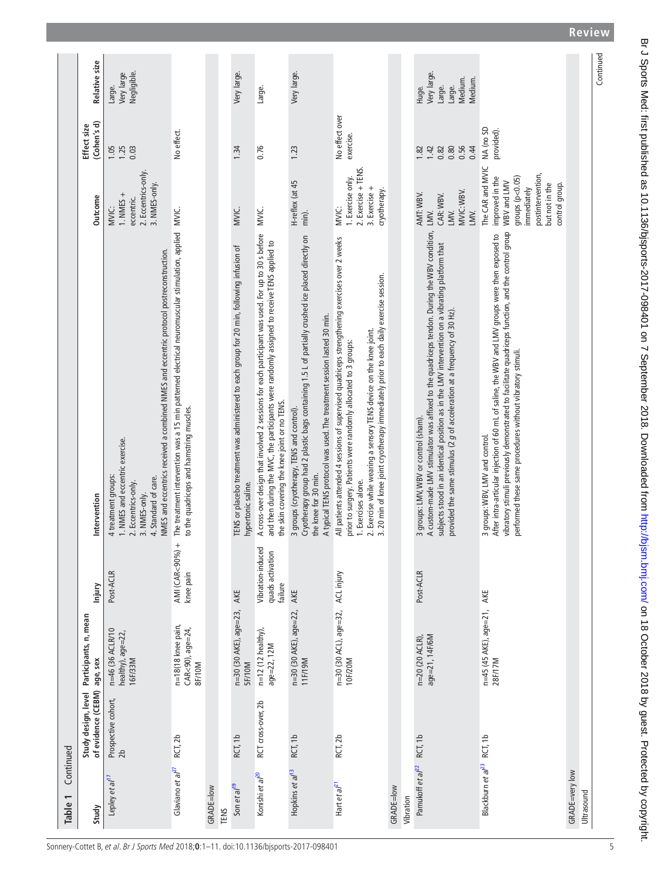**Table 1** Continued

| Study | Study design, level of evidence (CEBM) | Participants, n, mean age, sex | Injury | Intervention | Outcome | Effect size (Cohen's d) | Relative size |
|---|---|---|---|---|---|---|---|
| Lepley *et al*[17] | Prospective cohort, 2b | n=46 (36 ACLR/10 healthy), age=22, 16F/33M | Post-ACLR | 4 treatment groups:<br>1. NMES and eccentric exercise.<br>2. Eccentrics-only.<br>3. NMES-only.<br>4. Standard of care.<br>NMES and eccentrics received a combined NMES and eccentric protocol postreconstruction. | MVIC:<br>1. NMES + eccentric.<br>2. Eccentrics-only.<br>3. NMES-only. | 1.05<br>1.25<br>0.03 | Large.<br>Very large<br>Negligible. |
| Glaviano *et al*[27] | RCT, 2b | n=18(18 knee pain, CAR<90), age=24, 8F/10M | AMI (CAR<90%) + knee pain | The treatment intervention was a 15 min patterned electrical neuromuscular stimulation, applied to the quadriceps and hamstring muscles. | MVIC. | No effect. | |
| GRADE=low | | | | | | | |
| TENS | | | | | | | |
| Son *et al*[19] | RCT, 1b | n=30 (30 AKE), age=23, 5F/10M | AKE | TENS or placebo treatment was administered to each group for 20 min, following infusion of hypertonic saline. | MVIC. | 1.34 | Very large. |
| Konishi *et al*[20] | RCT cross-over, 2b | n=12 (12 healthy), age=22, 12M | Vibration-induced quads activation failure | A cross-over design that involved 2 sessions for each participant was used. For up to 30 s before and then during the MVC, the participants were randomly assigned to receive TENS applied to the skin covering the knee joint or no TENS. | MVIC. | 0.76 | Large. |
| Hopkins *et al*[13] | RCT, 1b | n=30 (30 AKE), age=22, 11F/19M | AKE | 3 groups (cryotherapy, TENS and control).<br>Cryotherapy group had 2 plastic bags containing 1.5 L of partially crushed ice placed directly on the knee for 30 min.<br>A typical TENS protocol was used. The treatment session lasted 30 min. | H-reflex (at 45 min). | 1.23 | Very large. |
| Hart *et al*[21] | RCT, 2b | n=30 (30 ACL), age=32, 10F/20M | ACL injury | All patients attended 4 sessions of supervised quadriceps strengthening exercises over 2 weeks prior to surgery. Patients were randomly allocated to 3 groups:<br>1. Exercises alone.<br>2. Exercise while wearing a sensory TENS device on the knee joint.<br>3. 20 min of knee joint cryotherapy immediately prior to each daily exercise session. | MVIC:<br>1. Exercise only.<br>2. Exercise + TENS.<br>3. Exercise + cryotherapy. | No effect over exercise. | |
| GRADE=low | | | | | | | |
| Vibration | | | | | | | |
| Pamukoff *et al*[22] | RCT, 1b | n=20 (20 ACLR), age=21, 14F/6M | Post-ACLR | 3 groups: LMV, WBV or control (sham).<br>A custom-made LMV stimulator was affixed to the quadriceps tendon. During the WBV condition, subjects stood in an identical position as in the LMV intervention on a vibrating platform that provided the same stimulus (2 *g* of acceleration at a frequency of 30 Hz). | AMT: WBV.<br>LMV.<br>CAR: WBV.<br>LMV.<br>MVIC: WBV.<br>LMV. | 1.82<br>1.42<br>0.82<br>0.80<br>0.56<br>0.44 | Huge.<br>Very large.<br>Large.<br>Large.<br>Medium.<br>Medium. |
| Blackburn *et al*[23] | RCT, 1b | n=45 (45 AKE), age=21, 28F/17M | AKE | 3 groups: WBV, LMV and control.<br>After intra-articular injection of 60 mL of saline, the WBV and LMV groups were then exposed to vibratory stimuli previously demonstrated to facilitate quadriceps function, and the control group performed these same procedures without vibratory stimuli. | The CAR and MVIC improved in the WBV and LMV groups (p<0.05) immediately postintervention, but not in the control group. | NA (no SD provided). | |
| GRADE=very low | | | | | | | |
| Ultrasound | | | | | | | |

Continued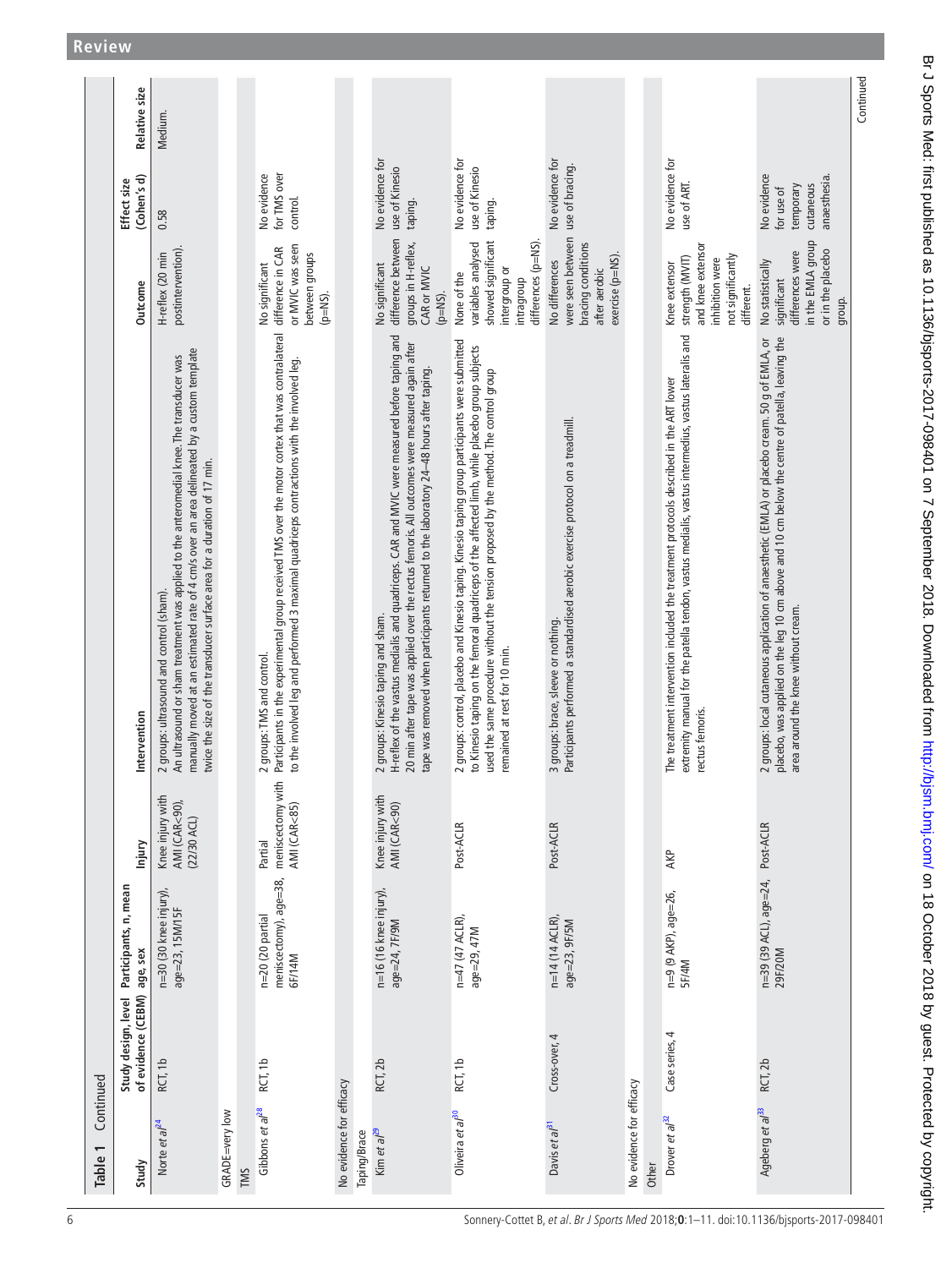**Table 1** Continued

| Study | Study design, level of evidence (CEBM) | Participants, n, mean age, sex | Injury | Intervention | Outcome | Effect size (Cohen's d) | Relative size |
|---|---|---|---|---|---|---|---|
| Norte *et al*[24] | RCT, 1b | n=30 (30 knee injury), age=23, 15M/15F | Knee injury with AMI (CAR<90), (22/30 ACL) | 2 groups: ultrasound and control (sham). An ultrasound or sham treatment was applied to the anteromedial knee. The transducer was manually moved at an estimated rate of 4 cm/s over an area delineated by a custom template twice the size of the transducer surface area for a duration of 17 min. | H-reflex (20 min postintervention). | 0.58 | Medium. |
| GRADE=very low | | | | | | | |
| TMS | | | | | | | |
| Gibbons *et al*[28] | RCT, 1b | n=20 (20 partial meniscectomy), age=38, 6F/14M | Partial meniscectomy with AMI (CAR<85) | 2 groups: TMS and control. Participants in the experimental group received TMS over the motor cortex that was contralateral to the involved leg and performed 3 maximal quadriceps contractions with the involved leg. | No significant difference in CAR or MVIC was seen between groups (p=NS). | No evidence for TMS over control. | |
| No evidence for efficacy | | | | | | | |
| Taping/Brace | | | | | | | |
| Kim *et al*[29] | RCT, 2b | n=16 (16 knee injury), age=24, 7F/9M | Knee injury with AMI (CAR<90) | 2 groups: Kinesio taping and sham. H-reflex of the vastus medialis and quadriceps. CAR and MVIC were measured before taping and 20 min after tape was applied over the rectus femoris. All outcomes were measured again after tape was removed when participants returned to the laboratory 24–48 hours after taping. | No significant difference between groups in H-reflex, CAR or MVIC (p=NS). | No evidence for use of Kinesio taping. | |
| Oliveira *et al*[30] | RCT, 1b | n=47 (47 ACLR), age=29, 47M | Post-ACLR | 2 groups: control, placebo and Kinesio taping. Kinesio taping group participants were submitted to Kinesio taping on the femoral quadriceps of the affected limb, while placebo group subjects used the same procedure without the tension proposed by the method. The control group remained at rest for 10 min. | None of the variables analysed showed significant intergroup or intragroup differences (p=NS). | No evidence for use of Kinesio taping. | |
| Davis *et al*[31] | Cross-over, 4 | n=14 (14 ACLR), age=23, 9F/5M | Post-ACLR | 3 groups: brace, sleeve or nothing. Participants performed a standardised aerobic exercise protocol on a treadmill. | No differences were seen between bracing conditions after aerobic exercise (p=NS). | No evidence for use of bracing. | |
| No evidence for efficacy | | | | | | | |
| Other | | | | | | | |
| Drover *et al*[32] | Case series, 4 | n=9 (9 AKP), age=26, 5F/4M | AKP | The treatment intervention included the treatment protocols described in the ART lower extremity manual for the patella tendon, vastus medialis, vastus intermedius, vastus lateralis and rectus femoris. | Knee extensor strength (MVIT) and knee extensor inhibition were not significantly different. | No evidence for use of ART. | |
| Ageberg *et al*[33] | RCT, 2b | n=39 (39 ACL), age=24, 29F/20M | Post-ACLR | 2 groups: local cutaneous application of anaesthetic (EMLA) or placebo cream. 50 g of EMLA, or placebo, was applied on the leg 10 cm above and 10 cm below the centre of patella, leaving the area around the knee without cream. | No statistically significant differences were in the EMLA group or in the placebo group. | No evidence for use of temporary cutaneous anaesthesia. | |

Continued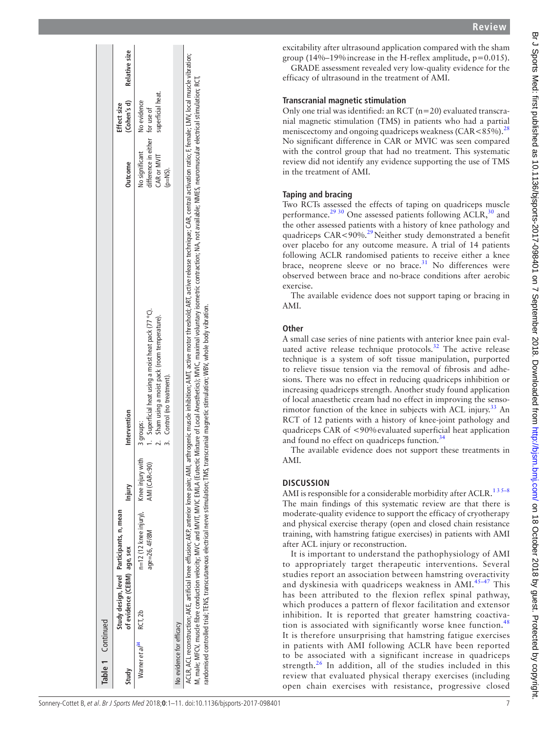**Table 1** Continued

| Study | Study design, level of evidence (CEBM) | Participants, n, mean age, sex | Injury | Intervention | Outcome | Effect size (Cohen's d) | Relative size |
|---|---|---|---|---|---|---|---|
| Warner *et al*[34] | RCT, 2b | n=12 (12 knee injury). age=26, 4F/8M | Knee injury with AMI (CAR<90) | 3 groups: 1. Superficial heat using a moist heat pack (77 °C). 2. Sham using a moist pack (room temperature). 3. Control (no treatment). | No significant difference in either CAR or MVIT (p=NS). | No evidence for use of superficial heat. | |
| No evidence for efficacy | | | | | | | |

ACLR, ACL reconstruction; AKE, artificial knee effusion; AKP, anterior knee pain; AMI, arthrogenic muscle inhibition; AMT, active motor threshold; ART, active release technique; CAR, central activation ratio; F, female; LMV, local muscle vibration; M, male; MFCV, muscle fibre conduction velocity; MVC and MVIT, MVIC EMLA (Eutectic Mixture of Local Anesthetics); MVIC, maximal voluntary isometric contraction; NA, not available; NMES, neuromuscular electrical stimulation; RCT, randomised controlled trial; TENS, transcutaneous electrical nerve stimulation; TMS, transcranial magnetic stimulation; WBV, whole body vibration.

excitability after ultrasound application compared with the sham group (14%–19% increase in the H-reflex amplitude, p=0.015).

GRADE assessment revealed very low-quality evidence for the efficacy of ultrasound in the treatment of AMI.

### Transcranial magnetic stimulation

Only one trial was identified: an RCT (n=20) evaluated transcranial magnetic stimulation (TMS) in patients who had a partial meniscectomy and ongoing quadriceps weakness (CAR<85%).[28] No significant difference in CAR or MVIC was seen compared with the control group that had no treatment. This systematic review did not identify any evidence supporting the use of TMS in the treatment of AMI.

### Taping and bracing

Two RCTs assessed the effects of taping on quadriceps muscle performance.[29,30] One assessed patients following ACLR,[30] and the other assessed patients with a history of knee pathology and quadriceps CAR<90%.[29] Neither study demonstrated a benefit over placebo for any outcome measure. A trial of 14 patients following ACLR randomised patients to receive either a knee brace, neoprene sleeve or no brace.[31] No differences were observed between brace and no-brace conditions after aerobic exercise.

The available evidence does not support taping or bracing in AMI.

### Other

A small case series of nine patients with anterior knee pain evaluated active release technique protocols.[32] The active release technique is a system of soft tissue manipulation, purported to relieve tissue tension via the removal of fibrosis and adhesions. There was no effect in reducing quadriceps inhibition or increasing quadriceps strength. Another study found application of local anaesthetic cream had no effect in improving the sensorimotor function of the knee in subjects with ACL injury.[33] An RCT of 12 patients with a history of knee-joint pathology and quadriceps CAR of <90% evaluated superficial heat application and found no effect on quadriceps function.[34]

The available evidence does not support these treatments in AMI.

## DISCUSSION

AMI is responsible for a considerable morbidity after ACLR.[1,3,5–8] The main findings of this systematic review are that there is moderate-quality evidence to support the efficacy of cryotherapy and physical exercise therapy (open and closed chain resistance training, with hamstring fatigue exercises) in patients with AMI after ACL injury or reconstruction.

It is important to understand the pathophysiology of AMI to appropriately target therapeutic interventions. Several studies report an association between hamstring overactivity and dyskinesia with quadriceps weakness in AMI.[45–47] This has been attributed to the flexion reflex spinal pathway, which produces a pattern of flexor facilitation and extensor inhibition. It is reported that greater hamstring coactivation is associated with significantly worse knee function.[48] It is therefore unsurprising that hamstring fatigue exercises in patients with AMI following ACLR have been reported to be associated with a significant increase in quadriceps strength.[26] In addition, all of the studies included in this review that evaluated physical therapy exercises (including open chain exercises with resistance, progressive closed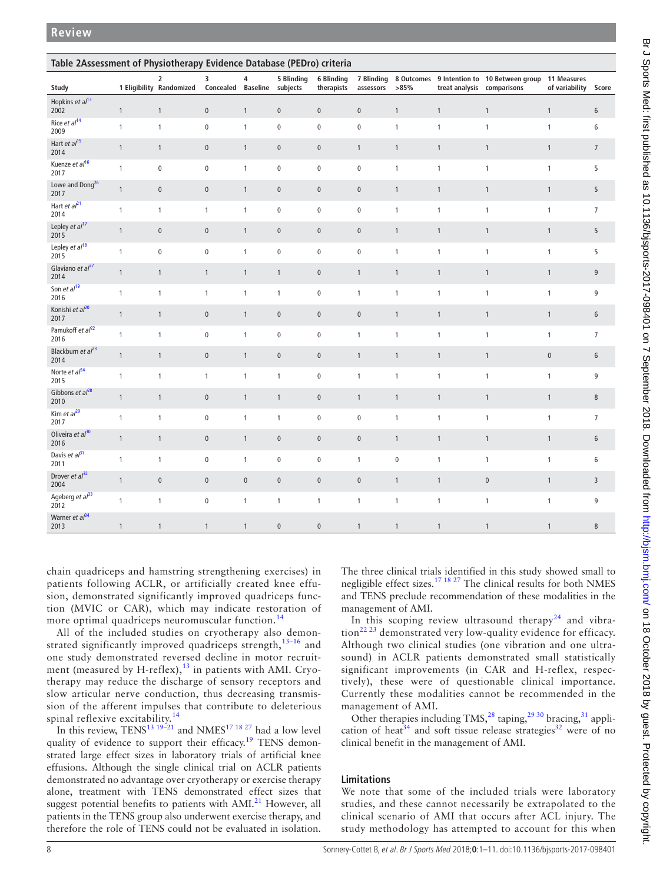**Table 2** Assessment of Physiotherapy Evidence Database (PEDro) criteria

| Study | 1 Eligibility | 2 Randomized | 3 Concealed | 4 Baseline | 5 Blinding subjects | 6 Blinding therapists | 7 Blinding assessors | 8 Outcomes >85% | 9 Intention to treat analysis | 10 Between group comparisons | 11 Measures of variability | Score |
|---|---|---|---|---|---|---|---|---|---|---|---|---|
| Hopkins *et al*[13] 2002 | 1 | 1 | 0 | 1 | 0 | 0 | 0 | 1 | 1 | 1 | 1 | 6 |
| Rice *et al*[14] 2009 | 1 | 1 | 0 | 1 | 0 | 0 | 0 | 1 | 1 | 1 | 1 | 6 |
| Hart *et al*[15] 2014 | 1 | 1 | 0 | 1 | 0 | 0 | 1 | 1 | 1 | 1 | 1 | 7 |
| Kuenze *et al*[16] 2017 | 1 | 0 | 0 | 1 | 0 | 0 | 0 | 1 | 1 | 1 | 1 | 5 |
| Lowe and Dong[26] 2017 | 1 | 0 | 0 | 1 | 0 | 0 | 0 | 1 | 1 | 1 | 1 | 5 |
| Hart *et al*[21] 2014 | 1 | 1 | 1 | 1 | 0 | 0 | 0 | 1 | 1 | 1 | 1 | 7 |
| Lepley *et al*[17] 2015 | 1 | 0 | 0 | 1 | 0 | 0 | 0 | 1 | 1 | 1 | 1 | 5 |
| Lepley *et al*[18] 2015 | 1 | 0 | 0 | 1 | 0 | 0 | 0 | 1 | 1 | 1 | 1 | 5 |
| Glaviano *et al*[27] 2014 | 1 | 1 | 1 | 1 | 1 | 0 | 1 | 1 | 1 | 1 | 1 | 9 |
| Son *et al*[19] 2016 | 1 | 1 | 1 | 1 | 1 | 0 | 1 | 1 | 1 | 1 | 1 | 9 |
| Konishi *et al*[20] 2017 | 1 | 1 | 0 | 1 | 0 | 0 | 0 | 1 | 1 | 1 | 1 | 6 |
| Pamukoff *et al*[22] 2016 | 1 | 1 | 0 | 1 | 0 | 0 | 1 | 1 | 1 | 1 | 1 | 7 |
| Blackburn *et al*[23] 2014 | 1 | 1 | 0 | 1 | 0 | 0 | 1 | 1 | 1 | 1 | 0 | 6 |
| Norte *et al*[24] 2015 | 1 | 1 | 1 | 1 | 1 | 0 | 1 | 1 | 1 | 1 | 1 | 9 |
| Gibbons *et al*[28] 2010 | 1 | 1 | 0 | 1 | 1 | 0 | 1 | 1 | 1 | 1 | 1 | 8 |
| Kim *et al*[29] 2017 | 1 | 1 | 0 | 1 | 1 | 0 | 0 | 1 | 1 | 1 | 1 | 7 |
| Oliveira *et al*[30] 2016 | 1 | 1 | 0 | 1 | 0 | 0 | 0 | 1 | 1 | 1 | 1 | 6 |
| Davis *et al*[31] 2011 | 1 | 1 | 0 | 1 | 0 | 0 | 1 | 0 | 1 | 1 | 1 | 6 |
| Drover *et al*[32] 2004 | 1 | 0 | 0 | 0 | 0 | 0 | 0 | 1 | 1 | 0 | 1 | 3 |
| Ageberg *et al*[33] 2012 | 1 | 1 | 0 | 1 | 1 | 1 | 1 | 1 | 1 | 1 | 1 | 9 |
| Warner *et al*[34] 2013 | 1 | 1 | 1 | 1 | 0 | 0 | 1 | 1 | 1 | 1 | 1 | 8 |

chain quadriceps and hamstring strengthening exercises) in patients following ACLR, or artificially created knee effusion, demonstrated significantly improved quadriceps function (MVIC or CAR), which may indicate restoration of more optimal quadriceps neuromuscular function.[14]

All of the included studies on cryotherapy also demonstrated significantly improved quadriceps strength,[13–16] and one study demonstrated reversed decline in motor recruitment (measured by H-reflex),[13] in patients with AMI. Cryotherapy may reduce the discharge of sensory receptors and slow articular nerve conduction, thus decreasing transmission of the afferent impulses that contribute to deleterious spinal reflexive excitability.[14]

In this review, TENS[13 19–21] and NMES[17 18 27] had a low level quality of evidence to support their efficacy.[19] TENS demonstrated large effect sizes in laboratory trials of artificial knee effusions. Although the single clinical trial on ACLR patients demonstrated no advantage over cryotherapy or exercise therapy alone, treatment with TENS demonstrated effect sizes that suggest potential benefits to patients with AMI.[21] However, all patients in the TENS group also underwent exercise therapy, and therefore the role of TENS could not be evaluated in isolation.

The three clinical trials identified in this study showed small to negligible effect sizes.[17 18 27] The clinical results for both NMES and TENS preclude recommendation of these modalities in the management of AMI.

In this scoping review ultrasound therapy[24] and vibration[22 23] demonstrated very low-quality evidence for efficacy. Although two clinical studies (one vibration and one ultrasound) in ACLR patients demonstrated small statistically significant improvements (in CAR and H-reflex, respectively), these were of questionable clinical importance. Currently these modalities cannot be recommended in the management of AMI.

Other therapies including TMS,[28] taping,[29 30] bracing,[31] application of heat[34] and soft tissue release strategies[32] were of no clinical benefit in the management of AMI.

## Limitations

We note that some of the included trials were laboratory studies, and these cannot necessarily be extrapolated to the clinical scenario of AMI that occurs after ACL injury. The study methodology has attempted to account for this when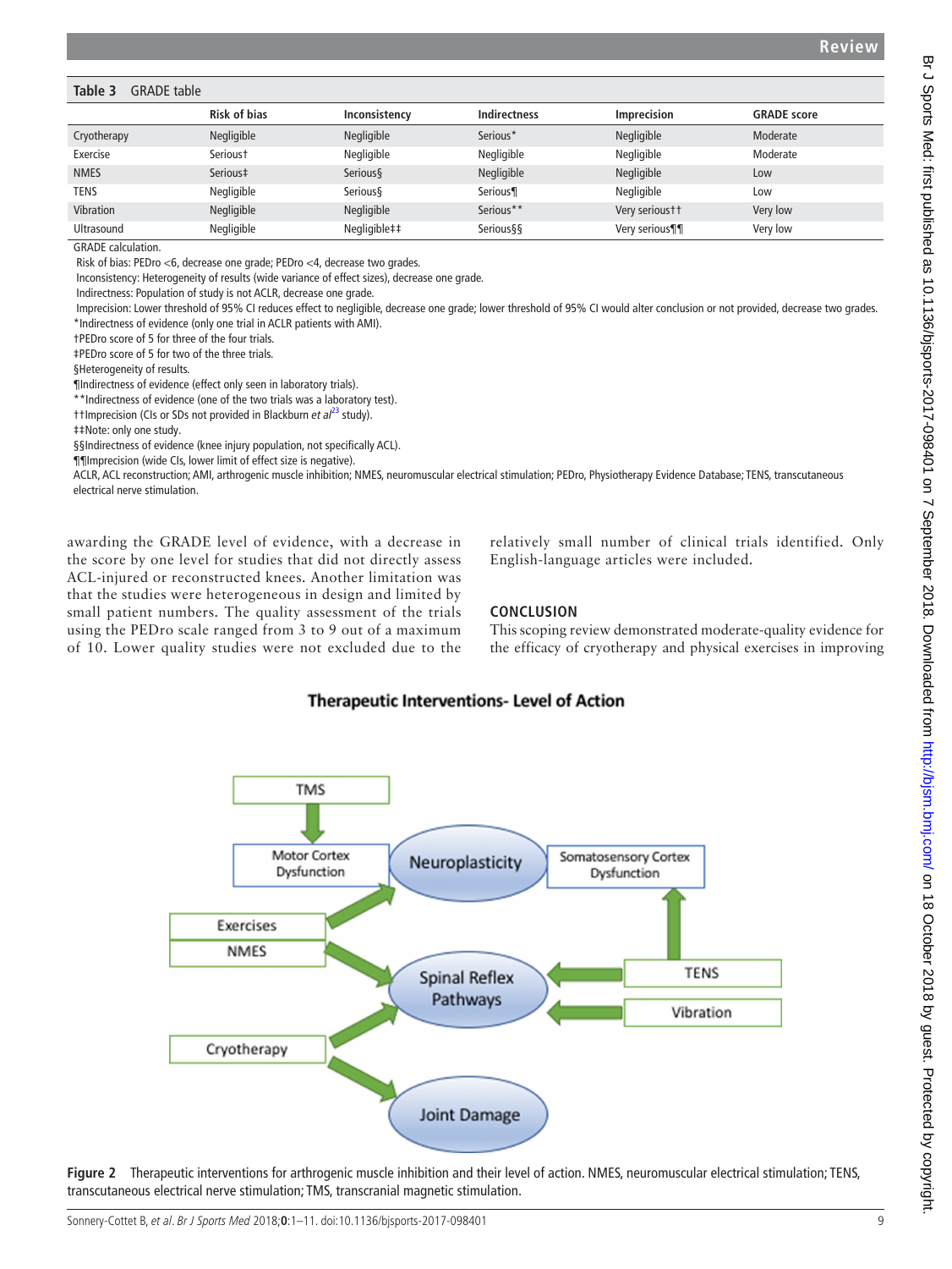**Table 3** GRADE table

| | Risk of bias | Inconsistency | Indirectness | Imprecision | GRADE score |
|---|---|---|---|---|---|
| Cryotherapy | Negligible | Negligible | Serious* | Negligible | Moderate |
| Exercise | Serious† | Negligible | Negligible | Negligible | Moderate |
| NMES | Serious‡ | Serious§ | Negligible | Negligible | Low |
| TENS | Negligible | Serious§ | Serious¶ | Negligible | Low |
| Vibration | Negligible | Negligible | Serious** | Very serious†† | Very low |
| Ultrasound | Negligible | Negligible‡‡ | Serious§§ | Very serious¶¶ | Very low |

GRADE calculation.
Risk of bias: PEDro <6, decrease one grade; PEDro <4, decrease two grades.
Inconsistency: Heterogeneity of results (wide variance of effect sizes), decrease one grade.
Indirectness: Population of study is not ACLR, decrease one grade.
Imprecision: Lower threshold of 95% CI reduces effect to negligible, decrease one grade; lower threshold of 95% CI would alter conclusion or not provided, decrease two grades.
*Indirectness of evidence (only one trial in ACLR patients with AMI).
†PEDro score of 5 for three of the four trials.
‡PEDro score of 5 for two of the three trials.
§Heterogeneity of results.
¶Indirectness of evidence (effect only seen in laboratory trials).
**Indirectness of evidence (one of the two trials was a laboratory test).
††Imprecision (CIs or SDs not provided in Blackburn *et al*[23] study).
‡‡Note: only one study.
§§Indirectness of evidence (knee injury population, not specifically ACL).
¶¶Imprecision (wide CIs, lower limit of effect size is negative).
ACLR, ACL reconstruction; AMI, arthrogenic muscle inhibition; NMES, neuromuscular electrical stimulation; PEDro, Physiotherapy Evidence Database; TENS, transcutaneous electrical nerve stimulation.

awarding the GRADE level of evidence, with a decrease in the score by one level for studies that did not directly assess ACL-injured or reconstructed knees. Another limitation was that the studies were heterogeneous in design and limited by small patient numbers. The quality assessment of the trials using the PEDro scale ranged from 3 to 9 out of a maximum of 10. Lower quality studies were not excluded due to the relatively small number of clinical trials identified. Only English-language articles were included.

## CONCLUSION

This scoping review demonstrated moderate-quality evidence for the efficacy of cryotherapy and physical exercises in improving

**Figure 2** Therapeutic interventions for arthrogenic muscle inhibition and their level of action. NMES, neuromuscular electrical stimulation; TENS, transcutaneous electrical nerve stimulation; TMS, transcranial magnetic stimulation.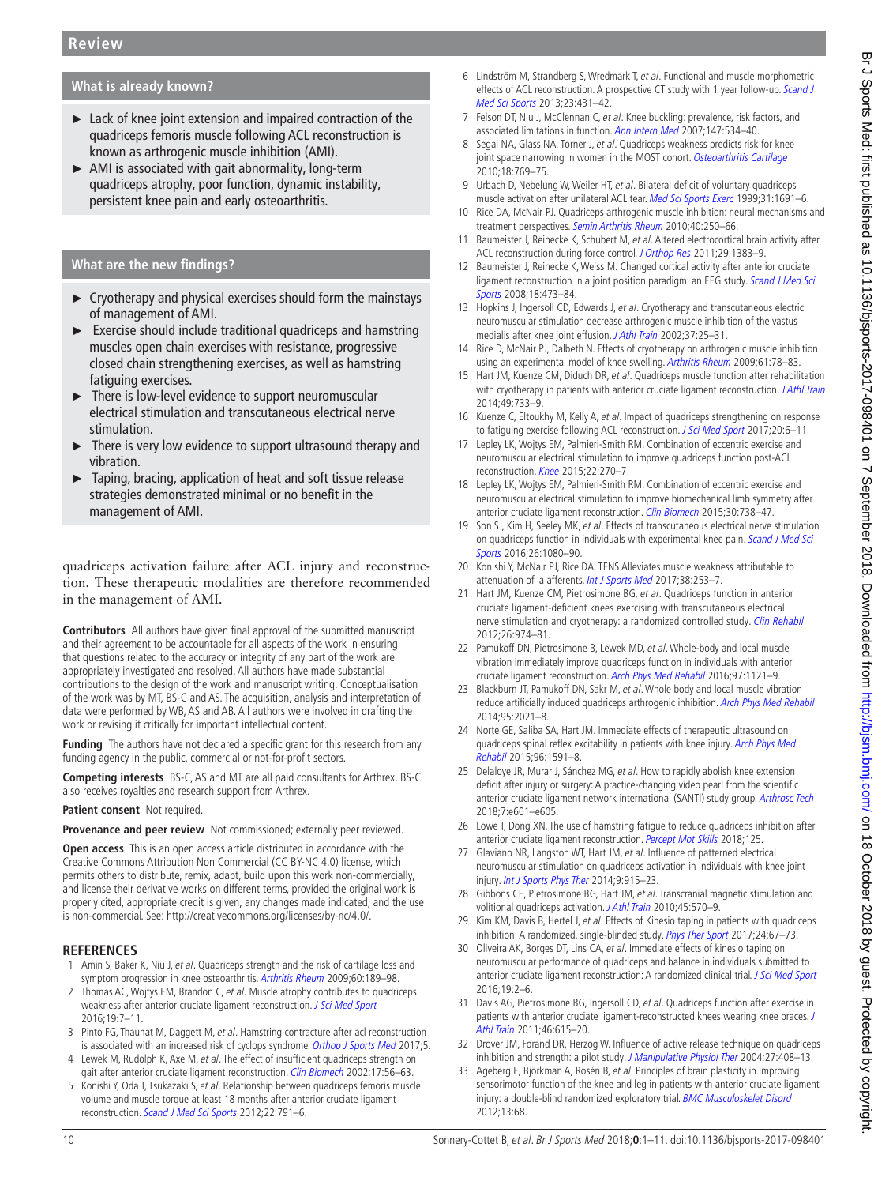## What is already known?

- Lack of knee joint extension and impaired contraction of the quadriceps femoris muscle following ACL reconstruction is known as arthrogenic muscle inhibition (AMI).
- AMI is associated with gait abnormality, long-term quadriceps atrophy, poor function, dynamic instability, persistent knee pain and early osteoarthritis.

## What are the new findings?

- Cryotherapy and physical exercises should form the mainstays of management of AMI.
- Exercise should include traditional quadriceps and hamstring muscles open chain exercises with resistance, progressive closed chain strengthening exercises, as well as hamstring fatiguing exercises.
- There is low-level evidence to support neuromuscular electrical stimulation and transcutaneous electrical nerve stimulation.
- There is very low evidence to support ultrasound therapy and vibration.
- Taping, bracing, application of heat and soft tissue release strategies demonstrated minimal or no benefit in the management of AMI.

quadriceps activation failure after ACL injury and reconstruction. These therapeutic modalities are therefore recommended in the management of AMI.

**Contributors** All authors have given final approval of the submitted manuscript and their agreement to be accountable for all aspects of the work in ensuring that questions related to the accuracy or integrity of any part of the work are appropriately investigated and resolved. All authors have made substantial contributions to the design of the work and manuscript writing. Conceptualisation of the work was by MT, BS-C and AS. The acquisition, analysis and interpretation of data were performed by WB, AS and AB. All authors were involved in drafting the work or revising it critically for important intellectual content.

**Funding** The authors have not declared a specific grant for this research from any funding agency in the public, commercial or not-for-profit sectors.

**Competing interests** BS-C, AS and MT are all paid consultants for Arthrex. BS-C also receives royalties and research support from Arthrex.

**Patient consent** Not required.

**Provenance and peer review** Not commissioned; externally peer reviewed.

**Open access** This is an open access article distributed in accordance with the Creative Commons Attribution Non Commercial (CC BY-NC 4.0) license, which permits others to distribute, remix, adapt, build upon this work non-commercially, and license their derivative works on different terms, provided the original work is properly cited, appropriate credit is given, any changes made indicated, and the use is non-commercial. See: http://creativecommons.org/licenses/by-nc/4.0/.

## REFERENCES

1. Amin S, Baker K, Niu J, *et al*. Quadriceps strength and the risk of cartilage loss and symptom progression in knee osteoarthritis. *Arthritis Rheum* 2009;60:189–98.
2. Thomas AC, Wojtys EM, Brandon C, *et al*. Muscle atrophy contributes to quadriceps weakness after anterior cruciate ligament reconstruction. *J Sci Med Sport* 2016;19:7–11.
3. Pinto FG, Thaunat M, Daggett M, *et al*. Hamstring contracture after acl reconstruction is associated with an increased risk of cyclops syndrome. *Orthop J Sports Med* 2017;5.
4. Lewek M, Rudolph K, Axe M, *et al*. The effect of insufficient quadriceps strength on gait after anterior cruciate ligament reconstruction. *Clin Biomech* 2002;17:56–63.
5. Konishi Y, Oda T, Tsukazaki S, *et al*. Relationship between quadriceps femoris muscle volume and muscle torque at least 18 months after anterior cruciate ligament reconstruction. *Scand J Med Sci Sports* 2012;22:791–6.
6. Lindström M, Strandberg S, Wredmark T, *et al*. Functional and muscle morphometric effects of ACL reconstruction. A prospective CT study with 1 year follow-up. *Scand J Med Sci Sports* 2013;23:431–42.
7. Felson DT, Niu J, McClennan C, *et al*. Knee buckling: prevalence, risk factors, and associated limitations in function. *Ann Intern Med* 2007;147:534–40.
8. Segal NA, Glass NA, Torner J, *et al*. Quadriceps weakness predicts risk for knee joint space narrowing in women in the MOST cohort. *Osteoarthritis Cartilage* 2010;18:769–75.
9. Urbach D, Nebelung W, Weiler HT, *et al*. Bilateral deficit of voluntary quadriceps muscle activation after unilateral ACL tear. *Med Sci Sports Exerc* 1999;31:1691–6.
10. Rice DA, McNair PJ. Quadriceps arthrogenic muscle inhibition: neural mechanisms and treatment perspectives. *Semin Arthritis Rheum* 2010;40:250–66.
11. Baumeister J, Reinecke K, Schubert M, *et al*. Altered electrocortical brain activity after ACL reconstruction during force control. *J Orthop Res* 2011;29:1383–9.
12. Baumeister J, Reinecke K, Weiss M. Changed cortical activity after anterior cruciate ligament reconstruction in a joint position paradigm: an EEG study. *Scand J Med Sci Sports* 2008;18:473–84.
13. Hopkins J, Ingersoll CD, Edwards J, *et al*. Cryotherapy and transcutaneous electric neuromuscular stimulation decrease arthrogenic muscle inhibition of the vastus medialis after knee joint effusion. *J Athl Train* 2002;37:25–31.
14. Rice D, McNair PJ, Dalbeth N. Effects of cryotherapy on arthrogenic muscle inhibition using an experimental model of knee swelling. *Arthritis Rheum* 2009;61:78–83.
15. Hart JM, Kuenze CM, Diduch DR, *et al*. Quadriceps muscle function after rehabilitation with cryotherapy in patients with anterior cruciate ligament reconstruction. *J Athl Train* 2014;49:733–9.
16. Kuenze C, Eltoukhy M, Kelly A, *et al*. Impact of quadriceps strengthening on response to fatiguing exercise following ACL reconstruction. *J Sci Med Sport* 2017;20:6–11.
17. Lepley LK, Wojtys EM, Palmieri-Smith RM. Combination of eccentric exercise and neuromuscular electrical stimulation to improve quadriceps function post-ACL reconstruction. *Knee* 2015;22:270–7.
18. Lepley LK, Wojtys EM, Palmieri-Smith RM. Combination of eccentric exercise and neuromuscular electrical stimulation to improve biomechanical limb symmetry after anterior cruciate ligament reconstruction. *Clin Biomech* 2015;30:738–47.
19. Son SJ, Kim H, Seeley MK, *et al*. Effects of transcutaneous electrical nerve stimulation on quadriceps function in individuals with experimental knee pain. *Scand J Med Sci Sports* 2016;26:1080–90.
20. Konishi Y, McNair PJ, Rice DA. TENS Alleviates muscle weakness attributable to attenuation of ia afferents. *Int J Sports Med* 2017;38:253–7.
21. Hart JM, Kuenze CM, Pietrosimone BG, *et al*. Quadriceps function in anterior cruciate ligament-deficient knees exercising with transcutaneous electrical nerve stimulation and cryotherapy: a randomized controlled study. *Clin Rehabil* 2012;26:974–81.
22. Pamukoff DN, Pietrosimone B, Lewek MD, *et al*. Whole-body and local muscle vibration immediately improve quadriceps function in individuals with anterior cruciate ligament reconstruction. *Arch Phys Med Rehabil* 2016;97:1121–9.
23. Blackburn JT, Pamukoff DN, Sakr M, *et al*. Whole body and local muscle vibration reduce artificially induced quadriceps arthrogenic inhibition. *Arch Phys Med Rehabil* 2014;95:2021–8.
24. Norte GE, Saliba SA, Hart JM. Immediate effects of therapeutic ultrasound on quadriceps spinal reflex excitability in patients with knee injury. *Arch Phys Med Rehabil* 2015;96:1591–8.
25. Delaloye JR, Murar J, Sánchez MG, *et al*. How to rapidly abolish knee extension deficit after injury or surgery: A practice-changing video pearl from the scientific anterior cruciate ligament network international (SANTI) study group. *Arthrosc Tech* 2018;7:e601–e605.
26. Lowe T, Dong XN. The use of hamstring fatigue to reduce quadriceps inhibition after anterior cruciate ligament reconstruction. *Percept Mot Skills* 2018;125.
27. Glaviano NR, Langston WT, Hart JM, *et al*. Influence of patterned electrical neuromuscular stimulation on quadriceps activation in individuals with knee joint injury. *Int J Sports Phys Ther* 2014;9:915–23.
28. Gibbons CE, Pietrosimone BG, Hart JM, *et al*. Transcranial magnetic stimulation and volitional quadriceps activation. *J Athl Train* 2010;45:570–9.
29. Kim KM, Davis B, Hertel J, *et al*. Effects of Kinesio taping in patients with quadriceps inhibition: A randomized, single-blinded study. *Phys Ther Sport* 2017;24:67–73.
30. Oliveira AK, Borges DT, Lins CA, *et al*. Immediate effects of kinesio taping on neuromuscular performance of quadriceps and balance in individuals submitted to anterior cruciate ligament reconstruction: A randomized clinical trial. *J Sci Med Sport* 2016;19:2–6.
31. Davis AG, Pietrosimone BG, Ingersoll CD, *et al*. Quadriceps function after exercise in patients with anterior cruciate ligament-reconstructed knees wearing knee braces. *J Athl Train* 2011;46:615–20.
32. Drover JM, Forand DR, Herzog W. Influence of active release technique on quadriceps inhibition and strength: a pilot study. *J Manipulative Physiol Ther* 2004;27:408–13.
33. Ageberg E, Björkman A, Rosén B, *et al*. Principles of brain plasticity in improving sensorimotor function of the knee and leg in patients with anterior cruciate ligament injury: a double-blind randomized exploratory trial. *BMC Musculoskelet Disord* 2012;13:68.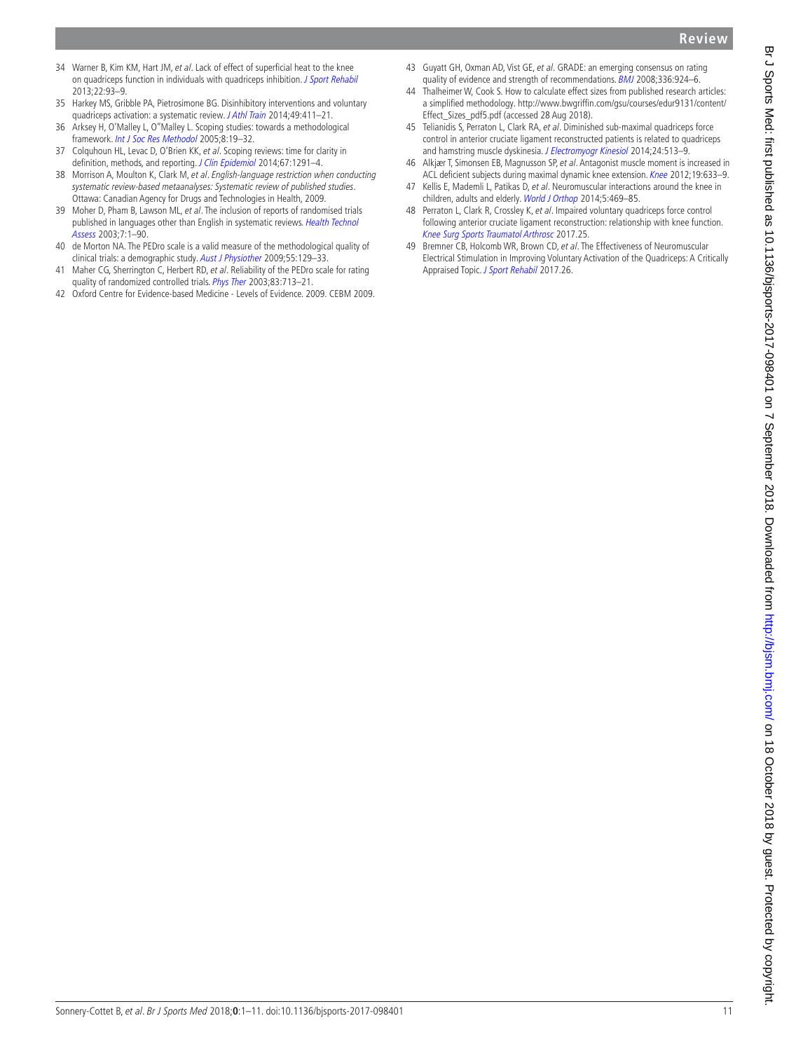34 Warner B, Kim KM, Hart JM, *et al*. Lack of effect of superficial heat to the knee on quadriceps function in individuals with quadriceps inhibition. *J Sport Rehabil* 2013;22:93–9.

35 Harkey MS, Gribble PA, Pietrosimone BG. Disinhibitory interventions and voluntary quadriceps activation: a systematic review. *J Athl Train* 2014;49:411–21.

36 Arksey H, O'Malley L, O"Malley L. Scoping studies: towards a methodological framework. *Int J Soc Res Methodol* 2005;8:19–32.

37 Colquhoun HL, Levac D, O'Brien KK, *et al*. Scoping reviews: time for clarity in definition, methods, and reporting. *J Clin Epidemiol* 2014;67:1291–4.

38 Morrison A, Moulton K, Clark M, *et al*. *English-language restriction when conducting systematic review-based metaanalyses: Systematic review of published studies*. Ottawa: Canadian Agency for Drugs and Technologies in Health, 2009.

39 Moher D, Pham B, Lawson ML, *et al*. The inclusion of reports of randomised trials published in languages other than English in systematic reviews. *Health Technol Assess* 2003;7:1–90.

40 de Morton NA. The PEDro scale is a valid measure of the methodological quality of clinical trials: a demographic study. *Aust J Physiother* 2009;55:129–33.

41 Maher CG, Sherrington C, Herbert RD, *et al*. Reliability of the PEDro scale for rating quality of randomized controlled trials. *Phys Ther* 2003;83:713–21.

42 Oxford Centre for Evidence-based Medicine - Levels of Evidence. 2009. CEBM 2009.

43 Guyatt GH, Oxman AD, Vist GE, *et al*. GRADE: an emerging consensus on rating quality of evidence and strength of recommendations. *BMJ* 2008;336:924–6.

44 Thalheimer W, Cook S. How to calculate effect sizes from published research articles: a simplified methodology. http://www.bwgriffin.com/gsu/courses/edur9131/content/Effect_Sizes_pdf5.pdf (accessed 28 Aug 2018).

45 Telianidis S, Perraton L, Clark RA, *et al*. Diminished sub-maximal quadriceps force control in anterior cruciate ligament reconstructed patients is related to quadriceps and hamstring muscle dyskinesia. *J Electromyogr Kinesiol* 2014;24:513–9.

46 Alkjær T, Simonsen EB, Magnusson SP, *et al*. Antagonist muscle moment is increased in ACL deficient subjects during maximal dynamic knee extension. *Knee* 2012;19:633–9.

47 Kellis E, Mademli L, Patikas D, *et al*. Neuromuscular interactions around the knee in children, adults and elderly. *World J Orthop* 2014;5:469–85.

48 Perraton L, Clark R, Crossley K, *et al*. Impaired voluntary quadriceps force control following anterior cruciate ligament reconstruction: relationship with knee function. *Knee Surg Sports Traumatol Arthrosc* 2017.25.

49 Bremner CB, Holcomb WR, Brown CD, *et al*. The Effectiveness of Neuromuscular Electrical Stimulation in Improving Voluntary Activation of the Quadriceps: A Critically Appraised Topic. *J Sport Rehabil* 2017.26.